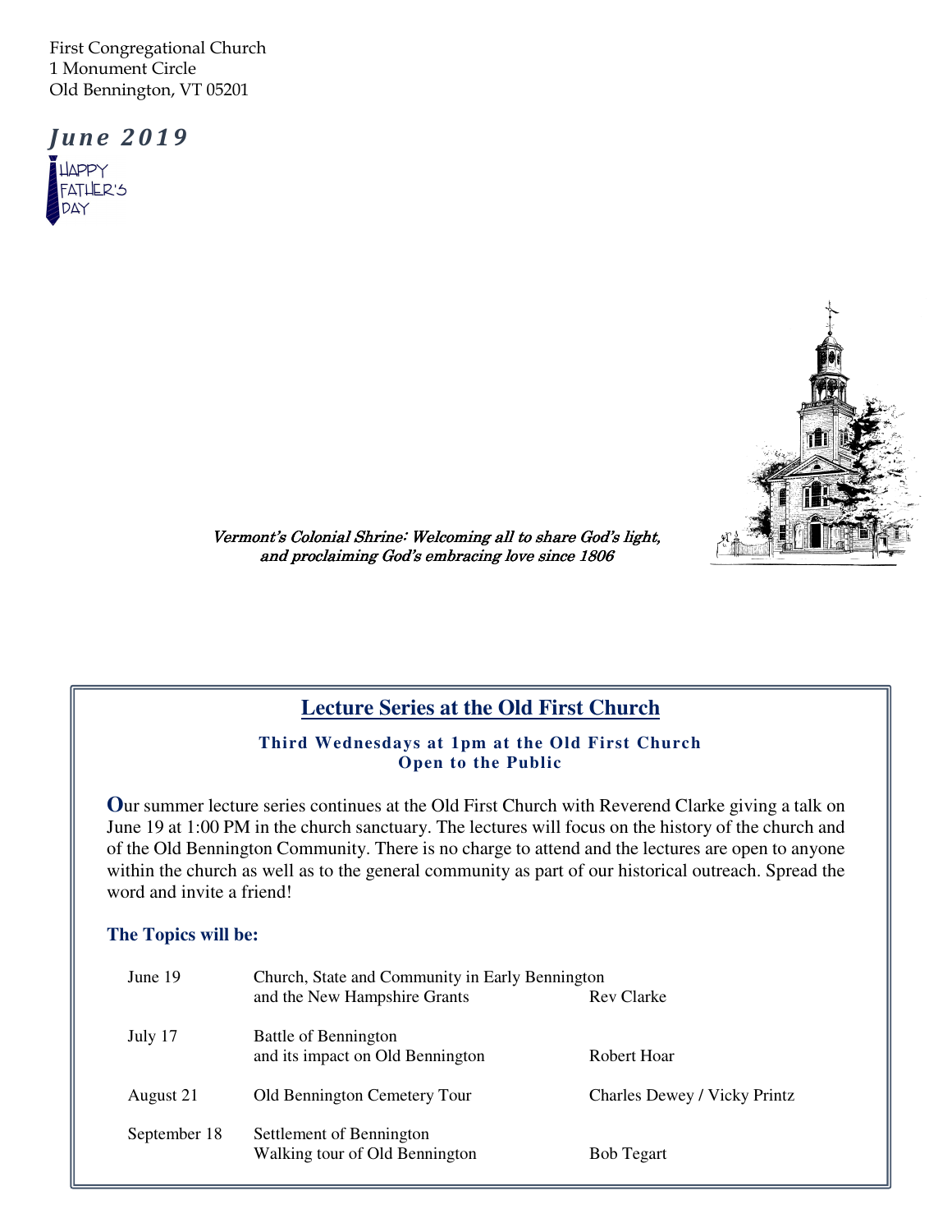First Congregational Church
1 Monument Circle
Old Bennington, VT 05201

***June 2019***

HAPPY FATHER'S DAY

*Vermont's Colonial Shrine: Welcoming all to share God's light, and proclaiming God's embracing love since 1806*

## Lecture Series at the Old First Church

**Third Wednesdays at 1pm at the Old First Church**
**Open to the Public**

Our summer lecture series continues at the Old First Church with Reverend Clarke giving a talk on June 19 at 1:00 PM in the church sanctuary. The lectures will focus on the history of the church and of the Old Bennington Community. There is no charge to attend and the lectures are open to anyone within the church as well as to the general community as part of our historical outreach. Spread the word and invite a friend!

**The Topics will be:**

| Date | Topic | Speaker |
|---|---|---|
| June 19 | Church, State and Community in Early Bennington and the New Hampshire Grants | Rev Clarke |
| July 17 | Battle of Bennington and its impact on Old Bennington | Robert Hoar |
| August 21 | Old Bennington Cemetery Tour | Charles Dewey / Vicky Printz |
| September 18 | Settlement of Bennington Walking tour of Old Bennington | Bob Tegart |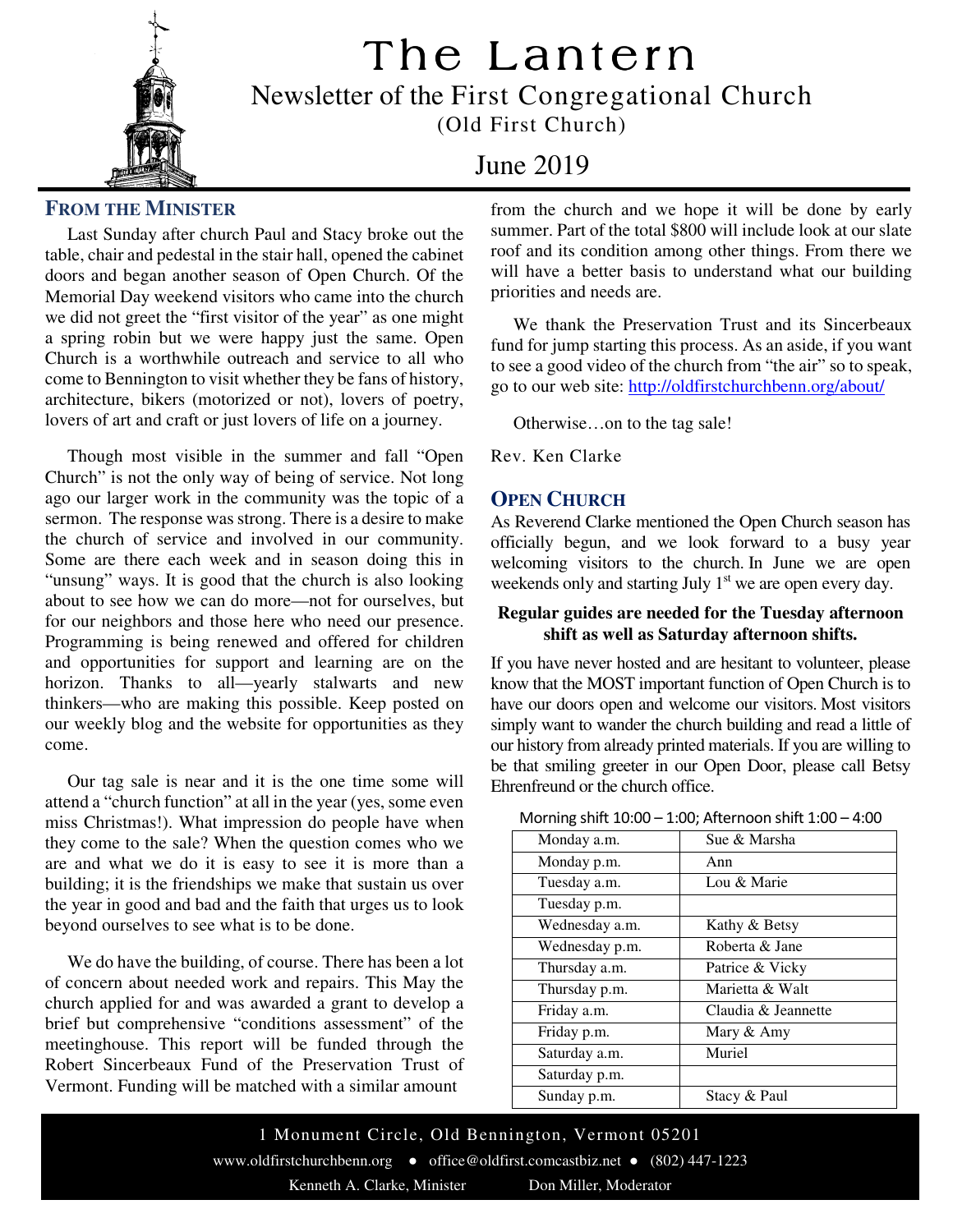# The Lantern

Newsletter of the First Congregational Church

(Old First Church)

June 2019

## From the Minister

Last Sunday after church Paul and Stacy broke out the table, chair and pedestal in the stair hall, opened the cabinet doors and began another season of Open Church. Of the Memorial Day weekend visitors who came into the church we did not greet the "first visitor of the year" as one might a spring robin but we were happy just the same. Open Church is a worthwhile outreach and service to all who come to Bennington to visit whether they be fans of history, architecture, bikers (motorized or not), lovers of poetry, lovers of art and craft or just lovers of life on a journey.

Though most visible in the summer and fall "Open Church" is not the only way of being of service. Not long ago our larger work in the community was the topic of a sermon. The response was strong. There is a desire to make the church of service and involved in our community. Some are there each week and in season doing this in "unsung" ways. It is good that the church is also looking about to see how we can do more—not for ourselves, but for our neighbors and those here who need our presence. Programming is being renewed and offered for children and opportunities for support and learning are on the horizon. Thanks to all—yearly stalwarts and new thinkers—who are making this possible. Keep posted on our weekly blog and the website for opportunities as they come.

Our tag sale is near and it is the one time some will attend a "church function" at all in the year (yes, some even miss Christmas!). What impression do people have when they come to the sale? When the question comes who we are and what we do it is easy to see it is more than a building; it is the friendships we make that sustain us over the year in good and bad and the faith that urges us to look beyond ourselves to see what is to be done.

We do have the building, of course. There has been a lot of concern about needed work and repairs. This May the church applied for and was awarded a grant to develop a brief but comprehensive "conditions assessment" of the meetinghouse. This report will be funded through the Robert Sincerbeaux Fund of the Preservation Trust of Vermont. Funding will be matched with a similar amount from the church and we hope it will be done by early summer. Part of the total $800 will include look at our slate roof and its condition among other things. From there we will have a better basis to understand what our building priorities and needs are.

We thank the Preservation Trust and its Sincerbeaux fund for jump starting this process. As an aside, if you want to see a good video of the church from "the air" so to speak, go to our web site: http://oldfirstchurchbenn.org/about/

Otherwise…on to the tag sale!

Rev. Ken Clarke

## Open Church

As Reverend Clarke mentioned the Open Church season has officially begun, and we look forward to a busy year welcoming visitors to the church. In June we are open weekends only and starting July 1st we are open every day.

**Regular guides are needed for the Tuesday afternoon shift as well as Saturday afternoon shifts.**

If you have never hosted and are hesitant to volunteer, please know that the MOST important function of Open Church is to have our doors open and welcome our visitors. Most visitors simply want to wander the church building and read a little of our history from already printed materials. If you are willing to be that smiling greeter in our Open Door, please call Betsy Ehrenfreund or the church office.

Morning shift 10:00 – 1:00; Afternoon shift 1:00 – 4:00

| Shift | Volunteers |
|---|---|
| Monday a.m. | Sue & Marsha |
| Monday p.m. | Ann |
| Tuesday a.m. | Lou & Marie |
| Tuesday p.m. | |
| Wednesday a.m. | Kathy & Betsy |
| Wednesday p.m. | Roberta & Jane |
| Thursday a.m. | Patrice & Vicky |
| Thursday p.m. | Marietta & Walt |
| Friday a.m. | Claudia & Jeannette |
| Friday p.m. | Mary & Amy |
| Saturday a.m. | Muriel |
| Saturday p.m. | |
| Sunday p.m. | Stacy & Paul |

1 Monument Circle, Old Bennington, Vermont 05201

www.oldfirstchurchbenn.org • office@oldfirst.comcastbiz.net • (802) 447-1223

Kenneth A. Clarke, Minister — Don Miller, Moderator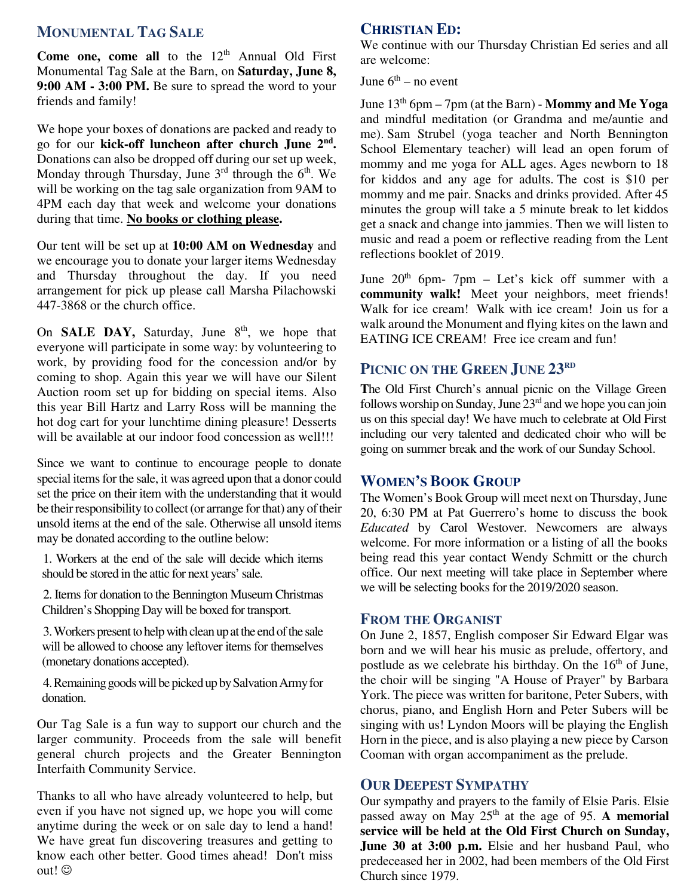## Monumental Tag Sale

**Come one, come all** to the 12th Annual Old First Monumental Tag Sale at the Barn, on **Saturday, June 8, 9:00 AM - 3:00 PM.** Be sure to spread the word to your friends and family!

We hope your boxes of donations are packed and ready to go for our **kick-off luncheon after church June 2nd.** Donations can also be dropped off during our set up week, Monday through Thursday, June 3rd through the 6th. We will be working on the tag sale organization from 9AM to 4PM each day that week and welcome your donations during that time. **No books or clothing please.**

Our tent will be set up at **10:00 AM on Wednesday** and we encourage you to donate your larger items Wednesday and Thursday throughout the day. If you need arrangement for pick up please call Marsha Pilachowski 447-3868 or the church office.

On **SALE DAY,** Saturday, June 8th, we hope that everyone will participate in some way: by volunteering to work, by providing food for the concession and/or by coming to shop. Again this year we will have our Silent Auction room set up for bidding on special items. Also this year Bill Hartz and Larry Ross will be manning the hot dog cart for your lunchtime dining pleasure! Desserts will be available at our indoor food concession as well!!!

Since we want to continue to encourage people to donate special items for the sale, it was agreed upon that a donor could set the price on their item with the understanding that it would be their responsibility to collect (or arrange for that) any of their unsold items at the end of the sale. Otherwise all unsold items may be donated according to the outline below:

1. Workers at the end of the sale will decide which items should be stored in the attic for next years' sale.
2. Items for donation to the Bennington Museum Christmas Children's Shopping Day will be boxed for transport.
3. Workers present to help with clean up at the end of the sale will be allowed to choose any leftover items for themselves (monetary donations accepted).
4. Remaining goods will be picked up by Salvation Army for donation.

Our Tag Sale is a fun way to support our church and the larger community. Proceeds from the sale will benefit general church projects and the Greater Bennington Interfaith Community Service.

Thanks to all who have already volunteered to help, but even if you have not signed up, we hope you will come anytime during the week or on sale day to lend a hand! We have great fun discovering treasures and getting to know each other better. Good times ahead! Don't miss out! ☺

## Christian Ed:

We continue with our Thursday Christian Ed series and all are welcome:

June 6th – no event

June 13th 6pm – 7pm (at the Barn) - **Mommy and Me Yoga** and mindful meditation (or Grandma and me/auntie and me). Sam Strubel (yoga teacher and North Bennington School Elementary teacher) will lead an open forum of mommy and me yoga for ALL ages. Ages newborn to 18 for kiddos and any age for adults. The cost is $10 per mommy and me pair. Snacks and drinks provided. After 45 minutes the group will take a 5 minute break to let kiddos get a snack and change into jammies. Then we will listen to music and read a poem or reflective reading from the Lent reflections booklet of 2019.

June 20th 6pm- 7pm – Let's kick off summer with a **community walk!** Meet your neighbors, meet friends! Walk for ice cream! Walk with ice cream! Join us for a walk around the Monument and flying kites on the lawn and EATING ICE CREAM! Free ice cream and fun!

## Picnic on the Green June 23rd

The Old First Church's annual picnic on the Village Green follows worship on Sunday, June 23rd and we hope you can join us on this special day! We have much to celebrate at Old First including our very talented and dedicated choir who will be going on summer break and the work of our Sunday School.

## Women's Book Group

The Women's Book Group will meet next on Thursday, June 20, 6:30 PM at Pat Guerrero's home to discuss the book *Educated* by Carol Westover. Newcomers are always welcome. For more information or a listing of all the books being read this year contact Wendy Schmitt or the church office. Our next meeting will take place in September where we will be selecting books for the 2019/2020 season.

## From the Organist

On June 2, 1857, English composer Sir Edward Elgar was born and we will hear his music as prelude, offertory, and postlude as we celebrate his birthday. On the 16th of June, the choir will be singing "A House of Prayer" by Barbara York. The piece was written for baritone, Peter Subers, with chorus, piano, and English Horn and Peter Subers will be singing with us! Lyndon Moors will be playing the English Horn in the piece, and is also playing a new piece by Carson Cooman with organ accompaniment as the prelude.

## Our Deepest Sympathy

Our sympathy and prayers to the family of Elsie Paris. Elsie passed away on May 25th at the age of 95. **A memorial service will be held at the Old First Church on Sunday, June 30 at 3:00 p.m.** Elsie and her husband Paul, who predeceased her in 2002, had been members of the Old First Church since 1979.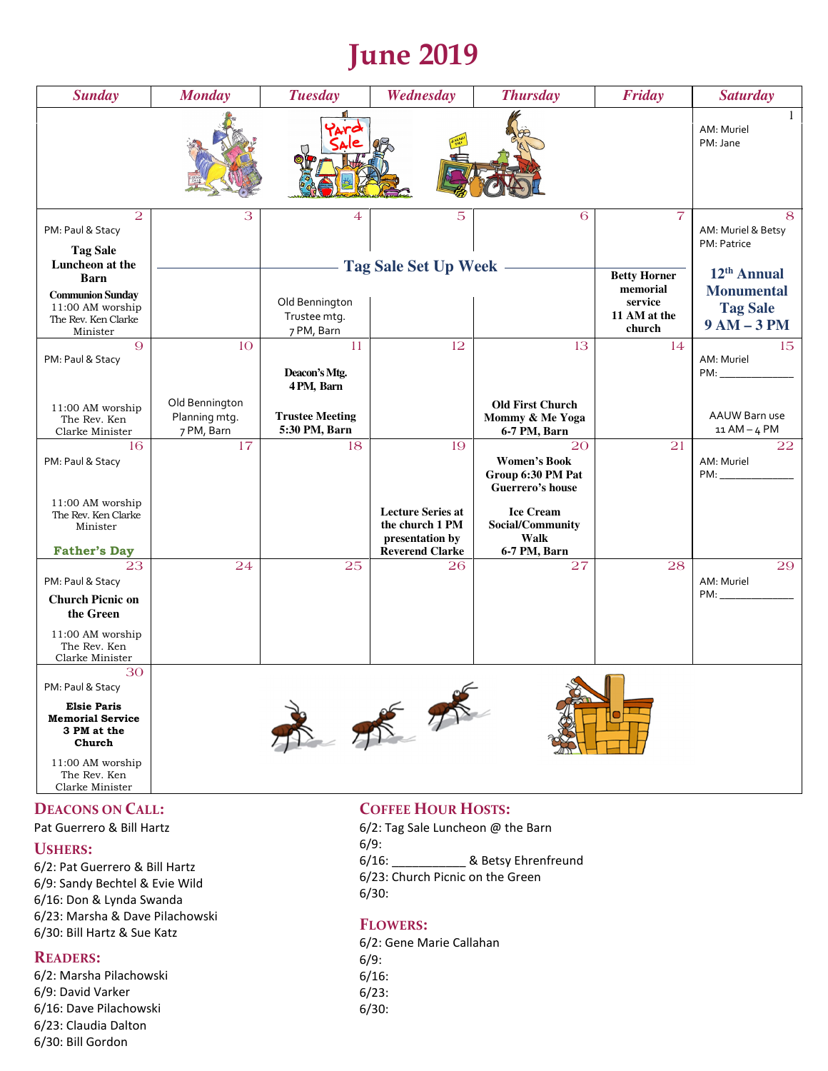# June 2019

| Sunday | Monday | Tuesday | Wednesday | Thursday | Friday | Saturday |
|---|---|---|---|---|---|---|
| | | | | | | 1<br>AM: Muriel<br>PM: Jane |
| 2<br>PM: Paul & Stacy<br>**Tag Sale Luncheon at the Barn**<br>**Communion Sunday**<br>11:00 AM worship<br>The Rev. Ken Clarke Minister | 3 | 4<br>**Tag Sale Set Up Week**<br>Old Bennington Trustee mtg.<br>7 PM, Barn | 5 | 6 | 7<br>**Betty Horner memorial service 11 AM at the church** | 8<br>AM: Muriel & Betsy<br>PM: Patrice<br>**12th Annual Monumental Tag Sale 9 AM – 3 PM** |
| 9<br>PM: Paul & Stacy<br>11:00 AM worship<br>The Rev. Ken Clarke Minister | 10<br>Old Bennington Planning mtg.<br>7 PM, Barn | 11<br>**Deacon's Mtg. 4 PM, Barn**<br>**Trustee Meeting 5:30 PM, Barn** | 12 | 13<br>**Old First Church Mommy & Me Yoga 6-7 PM, Barn** | 14 | 15<br>AM: Muriel<br>PM: ____________<br>AAUW Barn use<br>11 AM – 4 PM |
| 16<br>PM: Paul & Stacy<br>11:00 AM worship<br>The Rev. Ken Clarke Minister<br>**Father's Day** | 17 | 18 | 19<br>**Lecture Series at the church 1 PM presentation by Reverend Clarke** | 20<br>**Women's Book Group 6:30 PM Pat Guerrero's house**<br>**Ice Cream Social/Community Walk 6-7 PM, Barn** | 21 | 22<br>AM: Muriel<br>PM: ____________ |
| 23<br>PM: Paul & Stacy<br>**Church Picnic on the Green**<br>11:00 AM worship<br>The Rev. Ken Clarke Minister | 24 | 25 | 26 | 27 | 28 | 29<br>AM: Muriel<br>PM: ____________ |
| 30<br>PM: Paul & Stacy<br>**Elsie Paris Memorial Service 3 PM at the Church**<br>11:00 AM worship<br>The Rev. Ken Clarke Minister | | | | | | |

## Deacons on Call:
Pat Guerrero & Bill Hartz

## Ushers:
6/2: Pat Guerrero & Bill Hartz
6/9: Sandy Bechtel & Evie Wild
6/16: Don & Lynda Swanda
6/23: Marsha & Dave Pilachowski
6/30: Bill Hartz & Sue Katz

## Readers:
6/2: Marsha Pilachowski
6/9: David Varker
6/16: Dave Pilachowski
6/23: Claudia Dalton
6/30: Bill Gordon

## Coffee Hour Hosts:
6/2: Tag Sale Luncheon @ the Barn
6/9:
6/16: ___________ & Betsy Ehrenfreund
6/23: Church Picnic on the Green
6/30:

## Flowers:
6/2: Gene Marie Callahan
6/9:
6/16:
6/23:
6/30: